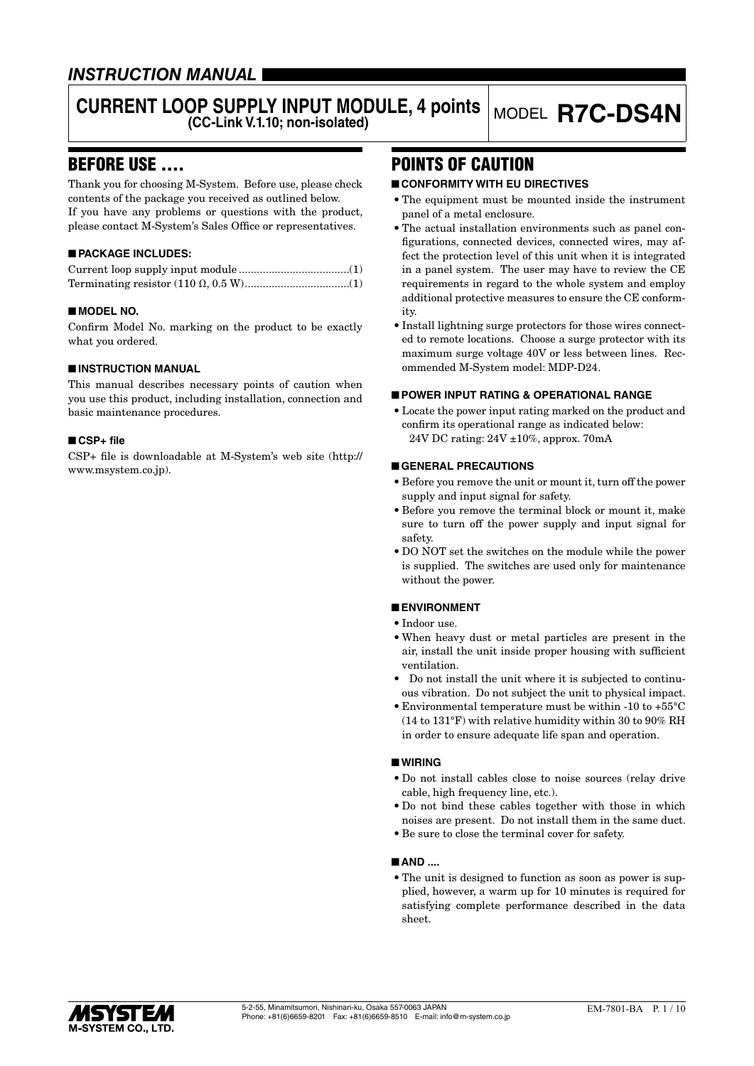# INSTRUCTION MANUAL

## CURRENT LOOP SUPPLY INPUT MODULE, 4 points (CC-Link V.1.10; non-isolated)

MODEL **R7C-DS4N**

## BEFORE USE ....

Thank you for choosing M-System. Before use, please check contents of the package you received as outlined below.
If you have any problems or questions with the product, please contact M-System's Sales Office or representatives.

### ■ PACKAGE INCLUDES:

Current loop supply input module .....................................(1)
Terminating resistor (110 Ω, 0.5 W)...................................(1)

### ■ MODEL NO.

Confirm Model No. marking on the product to be exactly what you ordered.

### ■ INSTRUCTION MANUAL

This manual describes necessary points of caution when you use this product, including installation, connection and basic maintenance procedures.

### ■ CSP+ file

CSP+ file is downloadable at M-System's web site (http://www.msystem.co.jp).

## POINTS OF CAUTION

### ■ CONFORMITY WITH EU DIRECTIVES

- The equipment must be mounted inside the instrument panel of a metal enclosure.
- The actual installation environments such as panel configurations, connected devices, connected wires, may affect the protection level of this unit when it is integrated in a panel system. The user may have to review the CE requirements in regard to the whole system and employ additional protective measures to ensure the CE conformity.
- Install lightning surge protectors for those wires connected to remote locations. Choose a surge protector with its maximum surge voltage 40V or less between lines. Recommended M-System model: MDP-D24.

### ■ POWER INPUT RATING & OPERATIONAL RANGE

- Locate the power input rating marked on the product and confirm its operational range as indicated below:
  24V DC rating: 24V ±10%, approx. 70mA

### ■ GENERAL PRECAUTIONS

- Before you remove the unit or mount it, turn off the power supply and input signal for safety.
- Before you remove the terminal block or mount it, make sure to turn off the power supply and input signal for safety.
- DO NOT set the switches on the module while the power is supplied. The switches are used only for maintenance without the power.

### ■ ENVIRONMENT

- Indoor use.
- When heavy dust or metal particles are present in the air, install the unit inside proper housing with sufficient ventilation.
- Do not install the unit where it is subjected to continuous vibration. Do not subject the unit to physical impact.
- Environmental temperature must be within -10 to +55°C (14 to 131°F) with relative humidity within 30 to 90% RH in order to ensure adequate life span and operation.

### ■ WIRING

- Do not install cables close to noise sources (relay drive cable, high frequency line, etc.).
- Do not bind these cables together with those in which noises are present. Do not install them in the same duct.
- Be sure to close the terminal cover for safety.

### ■ AND ....

- The unit is designed to function as soon as power is supplied, however, a warm up for 10 minutes is required for satisfying complete performance described in the data sheet.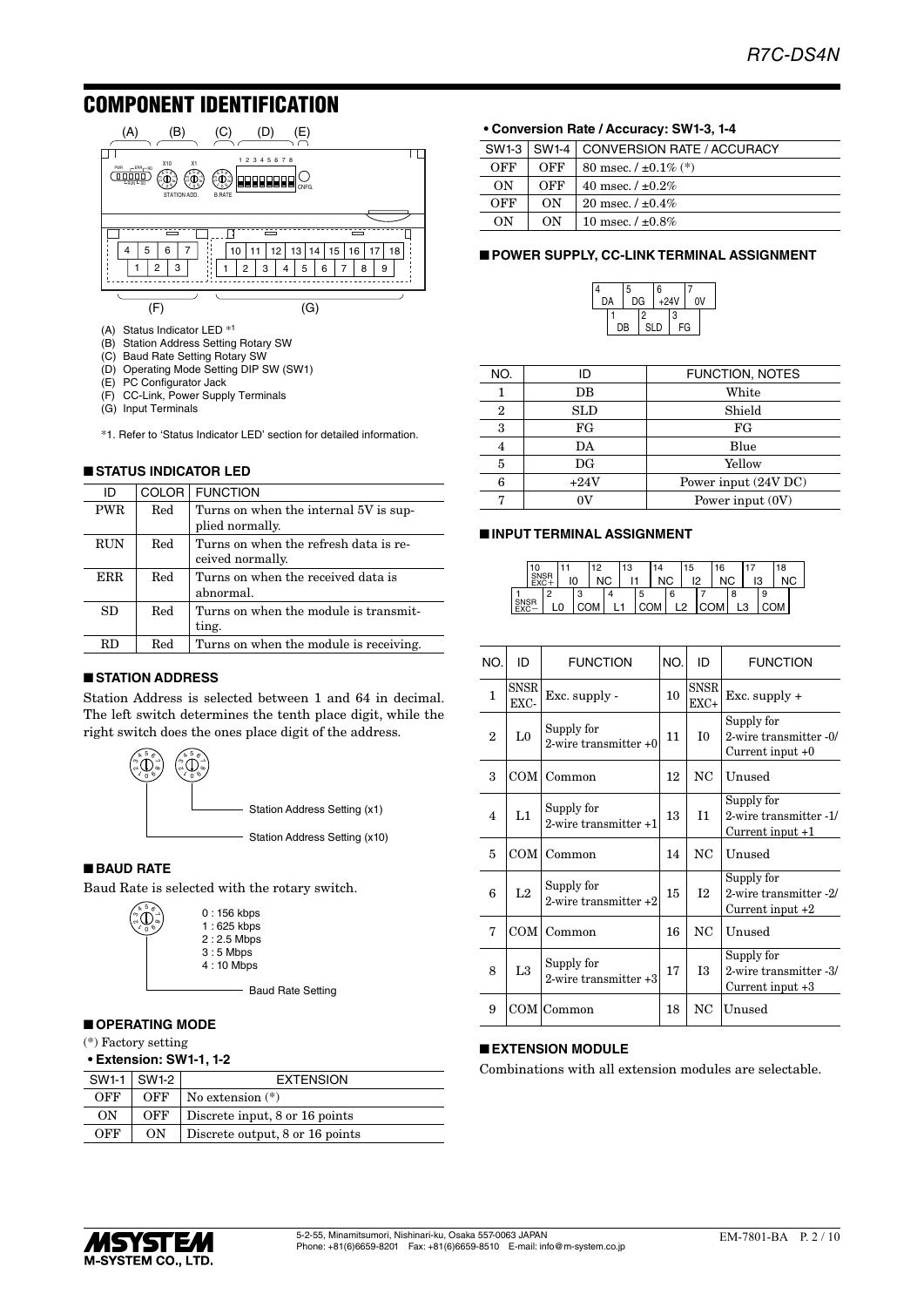## COMPONENT IDENTIFICATION

(A) Status Indicator LED *1
(B) Station Address Setting Rotary SW
(C) Baud Rate Setting Rotary SW
(D) Operating Mode Setting DIP SW (SW1)
(E) PC Configurator Jack
(F) CC-Link, Power Supply Terminals
(G) Input Terminals

*1. Refer to 'Status Indicator LED' section for detailed information.

### ■ STATUS INDICATOR LED

| ID | COLOR | FUNCTION |
|---|---|---|
| PWR | Red | Turns on when the internal 5V is supplied normally. |
| RUN | Red | Turns on when the refresh data is received normally. |
| ERR | Red | Turns on when the received data is abnormal. |
| SD | Red | Turns on when the module is transmitting. |
| RD | Red | Turns on when the module is receiving. |

### ■ STATION ADDRESS

Station Address is selected between 1 and 64 in decimal. The left switch determines the tenth place digit, while the right switch does the ones place digit of the address.

Station Address Setting (x1)
Station Address Setting (x10)

### ■ BAUD RATE

Baud Rate is selected with the rotary switch.

0 : 156 kbps
1 : 625 kbps
2 : 2.5 Mbps
3 : 5 Mbps
4 : 10 Mbps

Baud Rate Setting

### ■ OPERATING MODE

(*) Factory setting

**• Extension: SW1-1, 1-2**

| SW1-1 | SW1-2 | EXTENSION |
|---|---|---|
| OFF | OFF | No extension (*) |
| ON | OFF | Discrete input, 8 or 16 points |
| OFF | ON | Discrete output, 8 or 16 points |

**• Conversion Rate / Accuracy: SW1-3, 1-4**

| SW1-3 | SW1-4 | CONVERSION RATE / ACCURACY |
|---|---|---|
| OFF | OFF | 80 msec. / ±0.1% (*) |
| ON | OFF | 40 msec. / ±0.2% |
| OFF | ON | 20 msec. / ±0.4% |
| ON | ON | 10 msec. / ±0.8% |

### ■ POWER SUPPLY, CC-LINK TERMINAL ASSIGNMENT

| NO. | ID | FUNCTION, NOTES |
|---|---|---|
| 1 | DB | White |
| 2 | SLD | Shield |
| 3 | FG | FG |
| 4 | DA | Blue |
| 5 | DG | Yellow |
| 6 | +24V | Power input (24V DC) |
| 7 | 0V | Power input (0V) |

### ■ INPUT TERMINAL ASSIGNMENT

| NO. | ID | FUNCTION | NO. | ID | FUNCTION |
|---|---|---|---|---|---|
| 1 | SNSR EXC- | Exc. supply - | 10 | SNSR EXC+ | Exc. supply + |
| 2 | L0 | Supply for 2-wire transmitter +0 | 11 | I0 | Supply for 2-wire transmitter -0/ Current input +0 |
| 3 | COM | Common | 12 | NC | Unused |
| 4 | L1 | Supply for 2-wire transmitter +1 | 13 | I1 | Supply for 2-wire transmitter -1/ Current input +1 |
| 5 | COM | Common | 14 | NC | Unused |
| 6 | L2 | Supply for 2-wire transmitter +2 | 15 | I2 | Supply for 2-wire transmitter -2/ Current input +2 |
| 7 | COM | Common | 16 | NC | Unused |
| 8 | L3 | Supply for 2-wire transmitter +3 | 17 | I3 | Supply for 2-wire transmitter -3/ Current input +3 |
| 9 | COM | Common | 18 | NC | Unused |

### ■ EXTENSION MODULE

Combinations with all extension modules are selectable.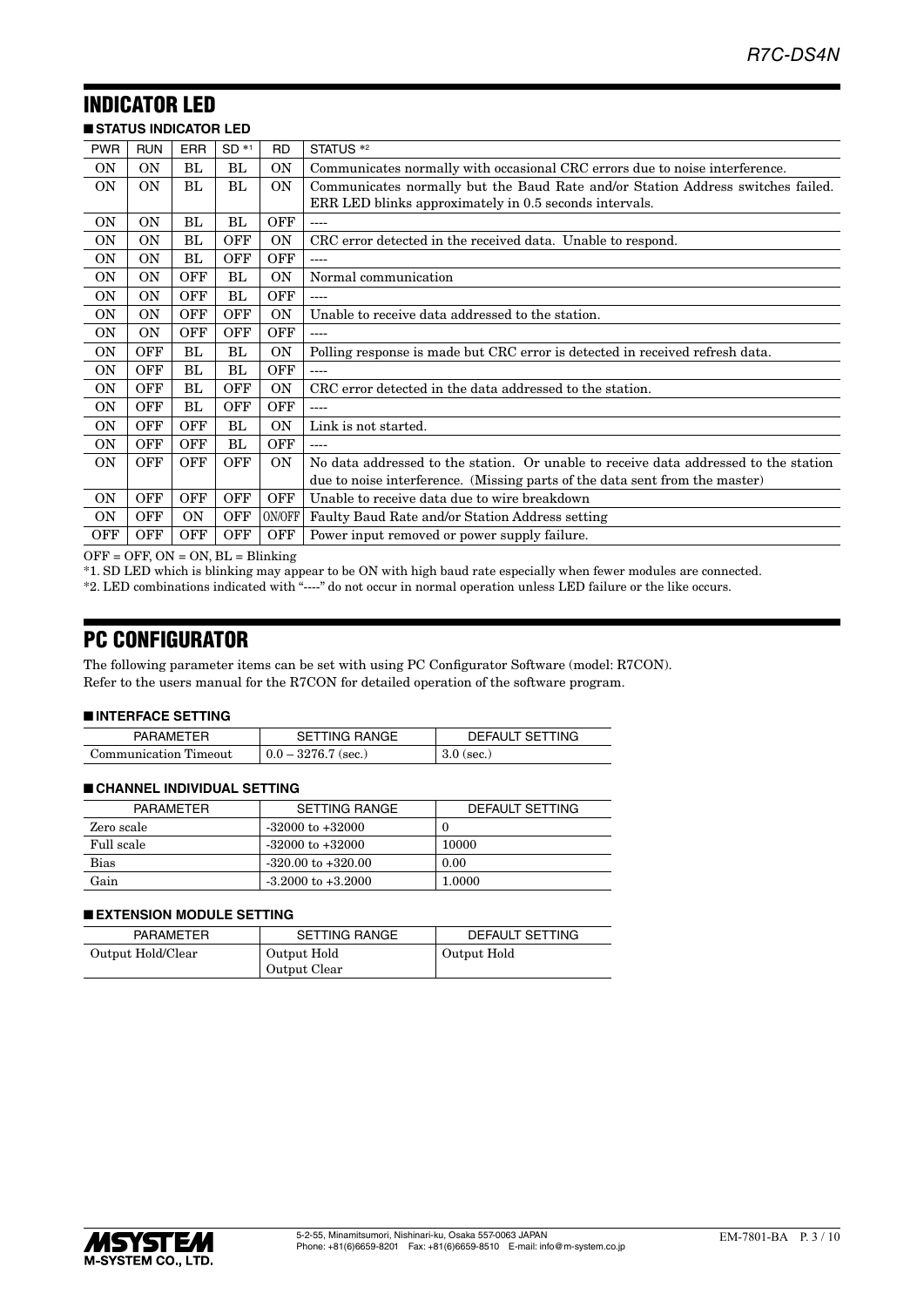## INDICATOR LED

### ■ STATUS INDICATOR LED

| PWR | RUN | ERR | SD *1 | RD | STATUS *2 |
|---|---|---|---|---|---|
| ON | ON | BL | BL | ON | Communicates normally with occasional CRC errors due to noise interference. |
| ON | ON | BL | BL | ON | Communicates normally but the Baud Rate and/or Station Address switches failed. ERR LED blinks approximately in 0.5 seconds intervals. |
| ON | ON | BL | BL | OFF | ---- |
| ON | ON | BL | OFF | ON | CRC error detected in the received data. Unable to respond. |
| ON | ON | BL | OFF | OFF | ---- |
| ON | ON | OFF | BL | ON | Normal communication |
| ON | ON | OFF | BL | OFF | ---- |
| ON | ON | OFF | OFF | ON | Unable to receive data addressed to the station. |
| ON | ON | OFF | OFF | OFF | ---- |
| ON | OFF | BL | BL | ON | Polling response is made but CRC error is detected in received refresh data. |
| ON | OFF | BL | BL | OFF | ---- |
| ON | OFF | BL | OFF | ON | CRC error detected in the data addressed to the station. |
| ON | OFF | BL | OFF | OFF | ---- |
| ON | OFF | OFF | BL | ON | Link is not started. |
| ON | OFF | OFF | BL | OFF | ---- |
| ON | OFF | OFF | OFF | ON | No data addressed to the station. Or unable to receive data addressed to the station due to noise interference. (Missing parts of the data sent from the master) |
| ON | OFF | OFF | OFF | OFF | Unable to receive data due to wire breakdown |
| ON | OFF | ON | OFF | ON/OFF | Faulty Baud Rate and/or Station Address setting |
| OFF | OFF | OFF | OFF | OFF | Power input removed or power supply failure. |

OFF = OFF, ON = ON, BL = Blinking

*1. SD LED which is blinking may appear to be ON with high baud rate especially when fewer modules are connected.

*2. LED combinations indicated with "----" do not occur in normal operation unless LED failure or the like occurs.

## PC CONFIGURATOR

The following parameter items can be set with using PC Configurator Software (model: R7CON).
Refer to the users manual for the R7CON for detailed operation of the software program.

### ■ INTERFACE SETTING

| PARAMETER | SETTING RANGE | DEFAULT SETTING |
|---|---|---|
| Communication Timeout | 0.0 – 3276.7 (sec.) | 3.0 (sec.) |

### ■ CHANNEL INDIVIDUAL SETTING

| PARAMETER | SETTING RANGE | DEFAULT SETTING |
|---|---|---|
| Zero scale | -32000 to +32000 | 0 |
| Full scale | -32000 to +32000 | 10000 |
| Bias | -320.00 to +320.00 | 0.00 |
| Gain | -3.2000 to +3.2000 | 1.0000 |

### ■ EXTENSION MODULE SETTING

| PARAMETER | SETTING RANGE | DEFAULT SETTING |
|---|---|---|
| Output Hold/Clear | Output Hold<br>Output Clear | Output Hold |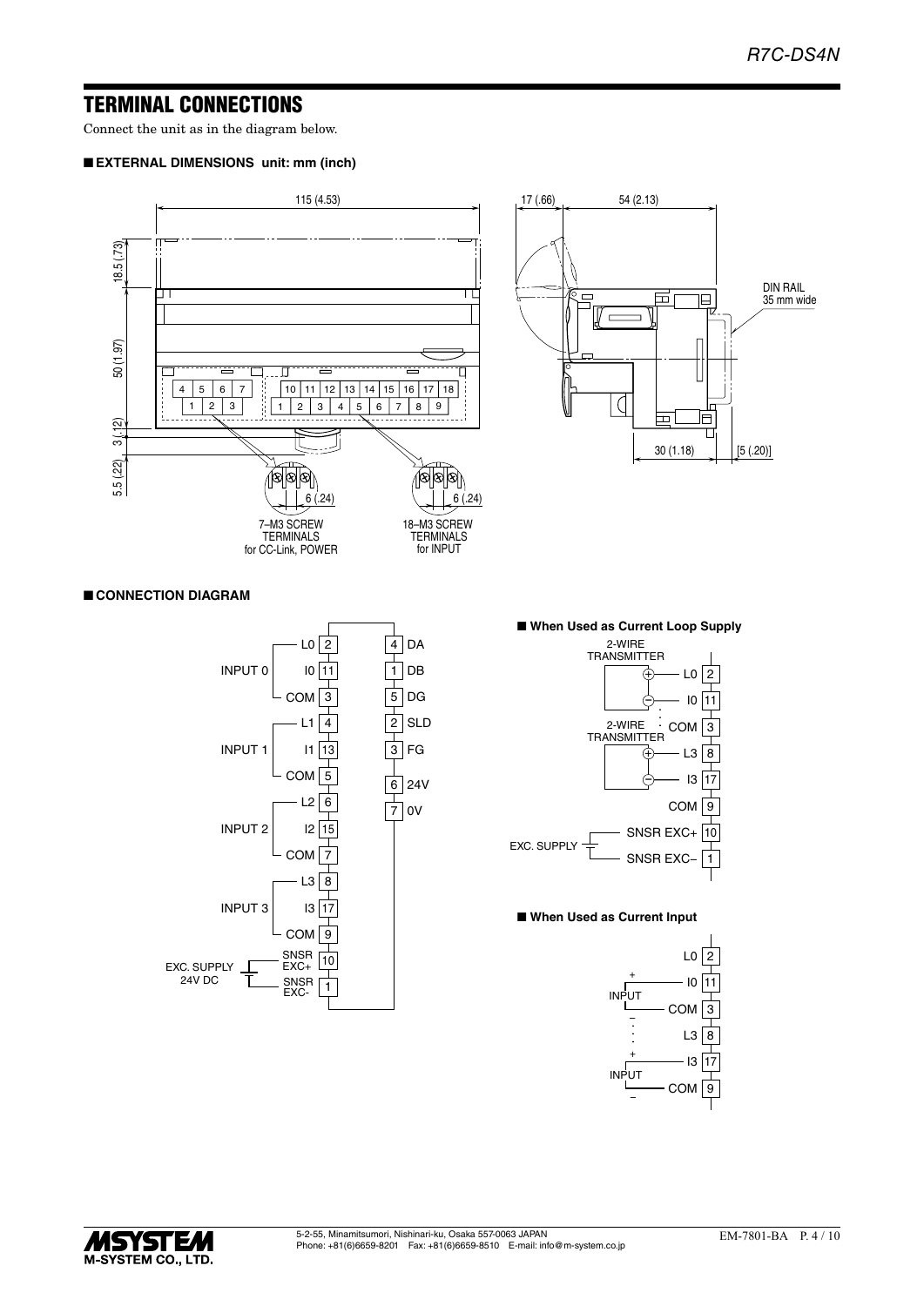## TERMINAL CONNECTIONS

Connect the unit as in the diagram below.

### ■ EXTERNAL DIMENSIONS unit: mm (inch)

115 (4.53)

18.5 (.73)

50 (1.97)

3 (.12)

5.5 (.22)

6 (.24)

7–M3 SCREW TERMINALS for CC-Link, POWER

18–M3 SCREW TERMINALS for INPUT

17 (.66) 54 (2.13)

DIN RAIL 35 mm wide

30 (1.18) [5 (.20)]

### ■ CONNECTION DIAGRAM

INPUT 0: L0 2, I0 11, COM 3

INPUT 1: L1 4, I1 13, COM 5

INPUT 2: L2 6, I2 15, COM 7

INPUT 3: L3 8, I3 17, COM 9

EXC. SUPPLY 24V DC: SNSR EXC+ 10, SNSR EXC- 1

4 DA, 1 DB, 5 DG, 2 SLD, 3 FG, 6 24V, 7 0V

#### ■ When Used as Current Loop Supply

2-WIRE TRANSMITTER (+) L0 2, (−) I0 11

COM 3

2-WIRE TRANSMITTER (+) L3 8, (−) I3 17

COM 9

EXC. SUPPLY: SNSR EXC+ 10, SNSR EXC− 1

#### ■ When Used as Current Input

L0 2

INPUT (+) I0 11, (−) COM 3

L3 8

INPUT (+) I3 17, (−) COM 9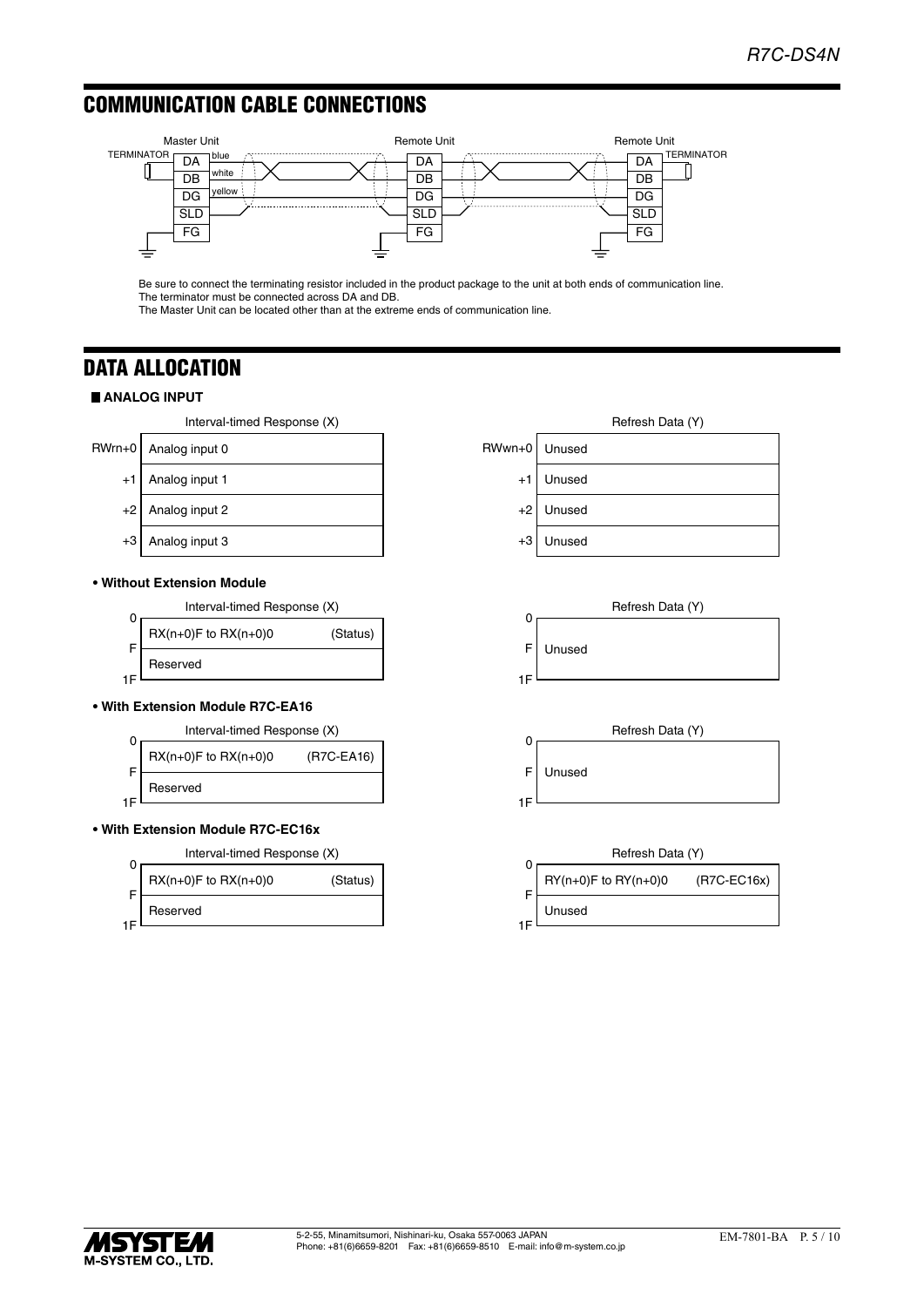## COMMUNICATION CABLE CONNECTIONS

Master Unit — TERMINATOR — DA (blue), DB (white), DG (yellow), SLD, FG
Remote Unit — DA, DB, DG, SLD, FG
Remote Unit — DA, DB, DG, SLD, FG — TERMINATOR

Be sure to connect the terminating resistor included in the product package to the unit at both ends of communication line.
The terminator must be connected across DA and DB.
The Master Unit can be located other than at the extreme ends of communication line.

## DATA ALLOCATION

### ANALOG INPUT

| | Interval-timed Response (X) |
|---|---|
| RWrn+0 | Analog input 0 |
| +1 | Analog input 1 |
| +2 | Analog input 2 |
| +3 | Analog input 3 |

| | Refresh Data (Y) |
|---|---|
| RWwn+0 | Unused |
| +1 | Unused |
| +2 | Unused |
| +3 | Unused |

**• Without Extension Module**

| | Interval-timed Response (X) |
|---|---|
| 0 – F | RX(n+0)F to RX(n+0)0 (Status) |
| – 1F | Reserved |

| | Refresh Data (Y) |
|---|---|
| 0 – 1F | Unused |

**• With Extension Module R7C-EA16**

| | Interval-timed Response (X) |
|---|---|
| 0 – F | RX(n+0)F to RX(n+0)0 (R7C-EA16) |
| – 1F | Reserved |

| | Refresh Data (Y) |
|---|---|
| 0 – 1F | Unused |

**• With Extension Module R7C-EC16x**

| | Interval-timed Response (X) |
|---|---|
| 0 – F | RX(n+0)F to RX(n+0)0 (Status) |
| – 1F | Reserved |

| | Refresh Data (Y) |
|---|---|
| 0 – F | RY(n+0)F to RY(n+0)0 (R7C-EC16x) |
| – 1F | Unused |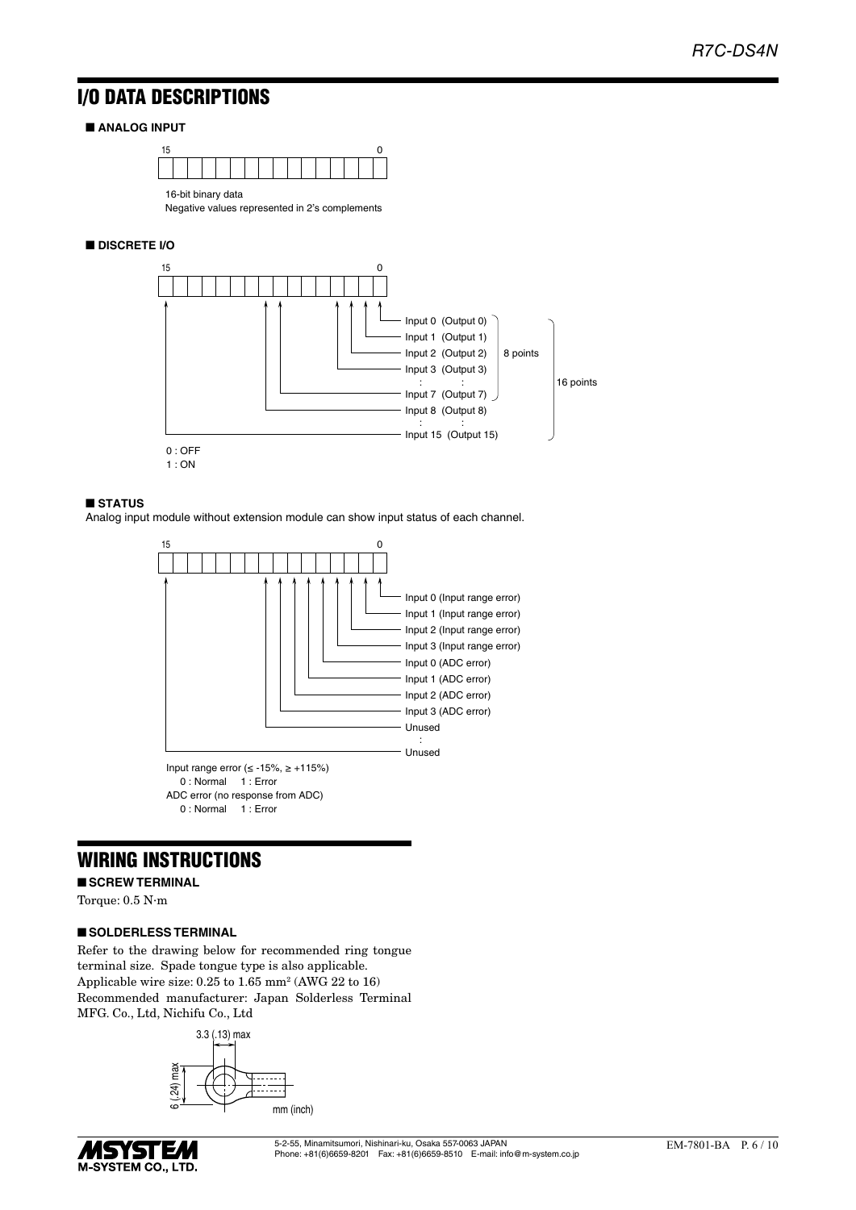## I/O DATA DESCRIPTIONS

### ■ ANALOG INPUT

15 ... 0

16-bit binary data
Negative values represented in 2's complements

### ■ DISCRETE I/O

15 ... 0

- Input 0 (Output 0)
- Input 1 (Output 1)
- Input 2 (Output 2)
- Input 3 (Output 3)
- :
- Input 7 (Output 7)
- Input 8 (Output 8)
- :
- Input 15 (Output 15)

Input 0 to Input 7: 8 points; Input 0 to Input 15: 16 points

0 : OFF
1 : ON

### ■ STATUS

Analog input module without extension module can show input status of each channel.

15 ... 0

- Input 0 (Input range error)
- Input 1 (Input range error)
- Input 2 (Input range error)
- Input 3 (Input range error)
- Input 0 (ADC error)
- Input 1 (ADC error)
- Input 2 (ADC error)
- Input 3 (ADC error)
- Unused
- :
- Unused

Input range error (≤ -15%, ≥ +115%)
0 : Normal 1 : Error
ADC error (no response from ADC)
0 : Normal 1 : Error

## WIRING INSTRUCTIONS

### ■ SCREW TERMINAL

Torque: 0.5 N·m

### ■ SOLDERLESS TERMINAL

Refer to the drawing below for recommended ring tongue terminal size. Spade tongue type is also applicable.
Applicable wire size: 0.25 to 1.65 mm² (AWG 22 to 16)
Recommended manufacturer: Japan Solderless Terminal MFG. Co., Ltd, Nichifu Co., Ltd

3.3 (.13) max
6 (.24) max
mm (inch)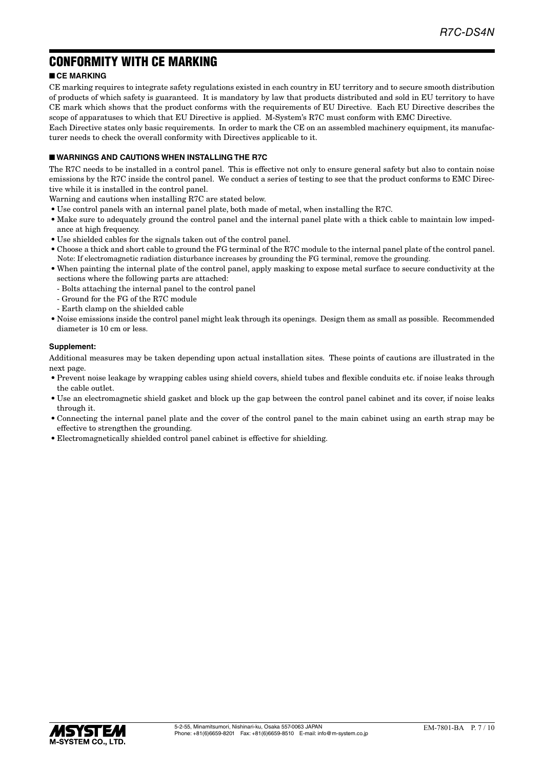# CONFORMITY WITH CE MARKING

## ■ CE MARKING

CE marking requires to integrate safety regulations existed in each country in EU territory and to secure smooth distribution of products of which safety is guaranteed. It is mandatory by law that products distributed and sold in EU territory to have CE mark which shows that the product conforms with the requirements of EU Directive. Each EU Directive describes the scope of apparatuses to which that EU Directive is applied. M-System's R7C must conform with EMC Directive.

Each Directive states only basic requirements. In order to mark the CE on an assembled machinery equipment, its manufacturer needs to check the overall conformity with Directives applicable to it.

## ■ WARNINGS AND CAUTIONS WHEN INSTALLING THE R7C

The R7C needs to be installed in a control panel. This is effective not only to ensure general safety but also to contain noise emissions by the R7C inside the control panel. We conduct a series of testing to see that the product conforms to EMC Directive while it is installed in the control panel.

Warning and cautions when installing R7C are stated below.

- Use control panels with an internal panel plate, both made of metal, when installing the R7C.
- Make sure to adequately ground the control panel and the internal panel plate with a thick cable to maintain low impedance at high frequency.
- Use shielded cables for the signals taken out of the control panel.
- Choose a thick and short cable to ground the FG terminal of the R7C module to the internal panel plate of the control panel.
  Note: If electromagnetic radiation disturbance increases by grounding the FG terminal, remove the grounding.
- When painting the internal plate of the control panel, apply masking to expose metal surface to secure conductivity at the sections where the following parts are attached:
  - Bolts attaching the internal panel to the control panel
  - Ground for the FG of the R7C module
  - Earth clamp on the shielded cable
- Noise emissions inside the control panel might leak through its openings. Design them as small as possible. Recommended diameter is 10 cm or less.

**Supplement:**

Additional measures may be taken depending upon actual installation sites. These points of cautions are illustrated in the next page.

- Prevent noise leakage by wrapping cables using shield covers, shield tubes and flexible conduits etc. if noise leaks through the cable outlet.
- Use an electromagnetic shield gasket and block up the gap between the control panel cabinet and its cover, if noise leaks through it.
- Connecting the internal panel plate and the cover of the control panel to the main cabinet using an earth strap may be effective to strengthen the grounding.
- Electromagnetically shielded control panel cabinet is effective for shielding.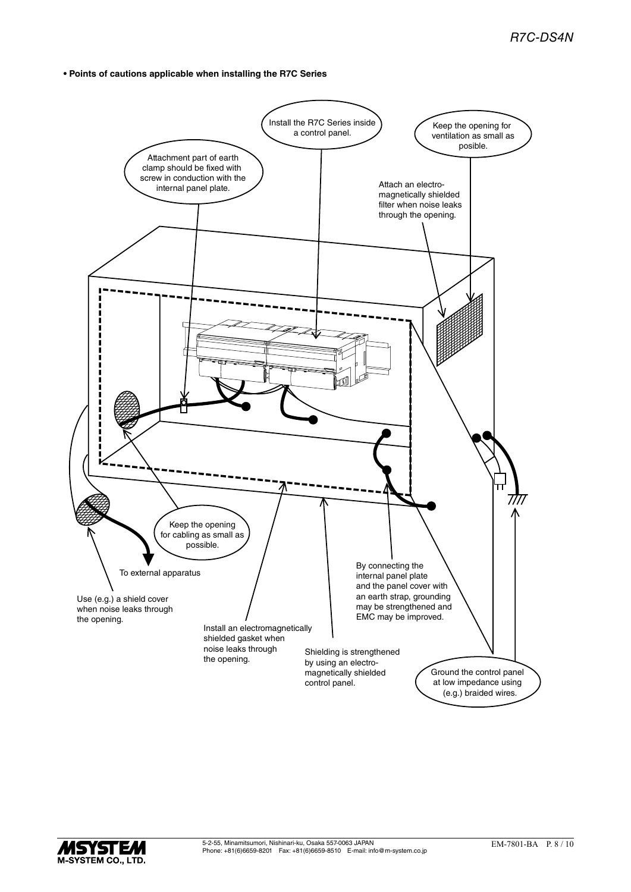**• Points of cautions applicable when installing the R7C Series**

Install the R7C Series inside a control panel.

Keep the opening for ventilation as small as posible.

Attachment part of earth clamp should be fixed with screw in conduction with the internal panel plate.

Attach an electro-magnetically shielded filter when noise leaks through the opening.

Keep the opening for cabling as small as possible.

To external apparatus

Use (e.g.) a shield cover when noise leaks through the opening.

Install an electromagnetically shielded gasket when noise leaks through the opening.

Shielding is strengthened by using an electro-magnetically shielded control panel.

By connecting the internal panel plate and the panel cover with an earth strap, grounding may be strengthened and EMC may be improved.

Ground the control panel at low impedance using (e.g.) braided wires.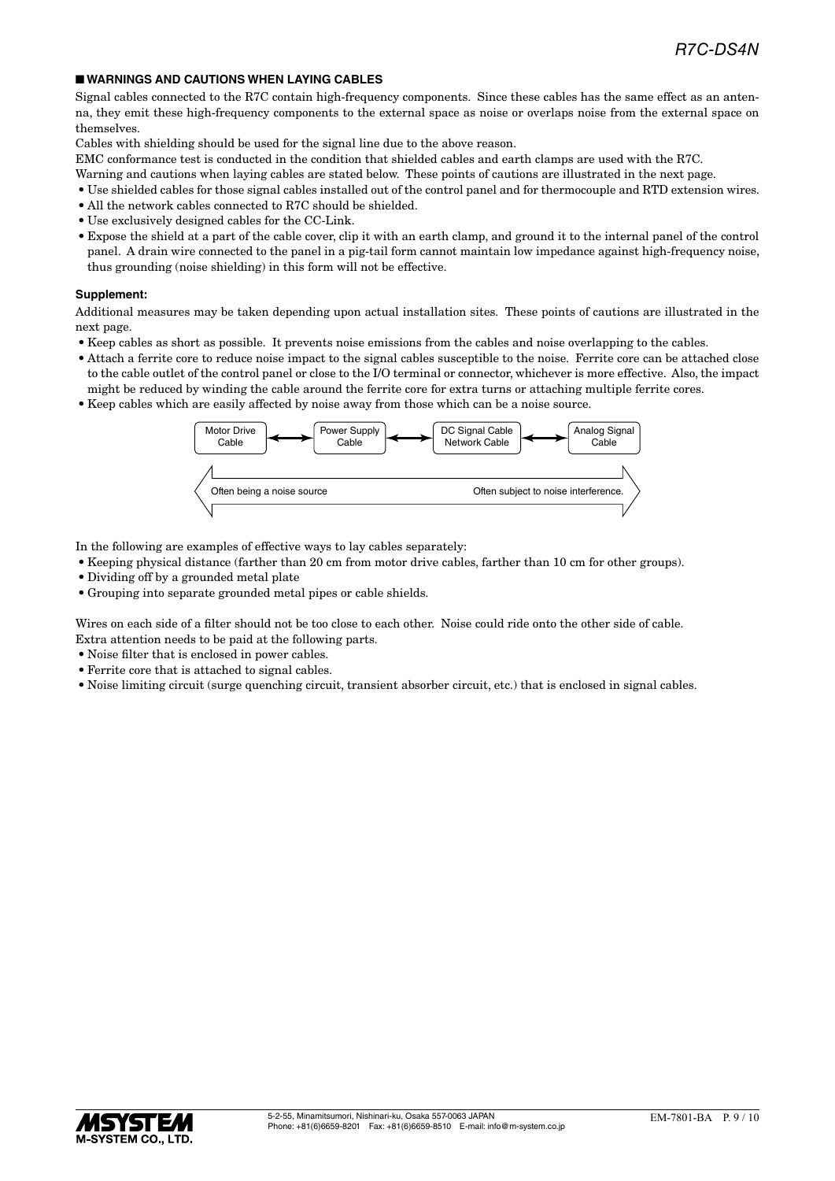## ■ WARNINGS AND CAUTIONS WHEN LAYING CABLES

Signal cables connected to the R7C contain high-frequency components. Since these cables has the same effect as an antenna, they emit these high-frequency components to the external space as noise or overlaps noise from the external space on themselves.

Cables with shielding should be used for the signal line due to the above reason.

EMC conformance test is conducted in the condition that shielded cables and earth clamps are used with the R7C.

Warning and cautions when laying cables are stated below. These points of cautions are illustrated in the next page.

- Use shielded cables for those signal cables installed out of the control panel and for thermocouple and RTD extension wires.
- All the network cables connected to R7C should be shielded.
- Use exclusively designed cables for the CC-Link.
- Expose the shield at a part of the cable cover, clip it with an earth clamp, and ground it to the internal panel of the control panel. A drain wire connected to the panel in a pig-tail form cannot maintain low impedance against high-frequency noise, thus grounding (noise shielding) in this form will not be effective.

**Supplement:**

Additional measures may be taken depending upon actual installation sites. These points of cautions are illustrated in the next page.

- Keep cables as short as possible. It prevents noise emissions from the cables and noise overlapping to the cables.
- Attach a ferrite core to reduce noise impact to the signal cables susceptible to the noise. Ferrite core can be attached close to the cable outlet of the control panel or close to the I/O terminal or connector, whichever is more effective. Also, the impact might be reduced by winding the cable around the ferrite core for extra turns or attaching multiple ferrite cores.
- Keep cables which are easily affected by noise away from those which can be a noise source.

Motor Drive Cable ⟷ Power Supply Cable ⟷ DC Signal Cable Network Cable ⟷ Analog Signal Cable

Often being a noise source ⟷ Often subject to noise interference.

In the following are examples of effective ways to lay cables separately:

- Keeping physical distance (farther than 20 cm from motor drive cables, farther than 10 cm for other groups).
- Dividing off by a grounded metal plate
- Grouping into separate grounded metal pipes or cable shields.

Wires on each side of a filter should not be too close to each other. Noise could ride onto the other side of cable.

Extra attention needs to be paid at the following parts.

- Noise filter that is enclosed in power cables.
- Ferrite core that is attached to signal cables.
- Noise limiting circuit (surge quenching circuit, transient absorber circuit, etc.) that is enclosed in signal cables.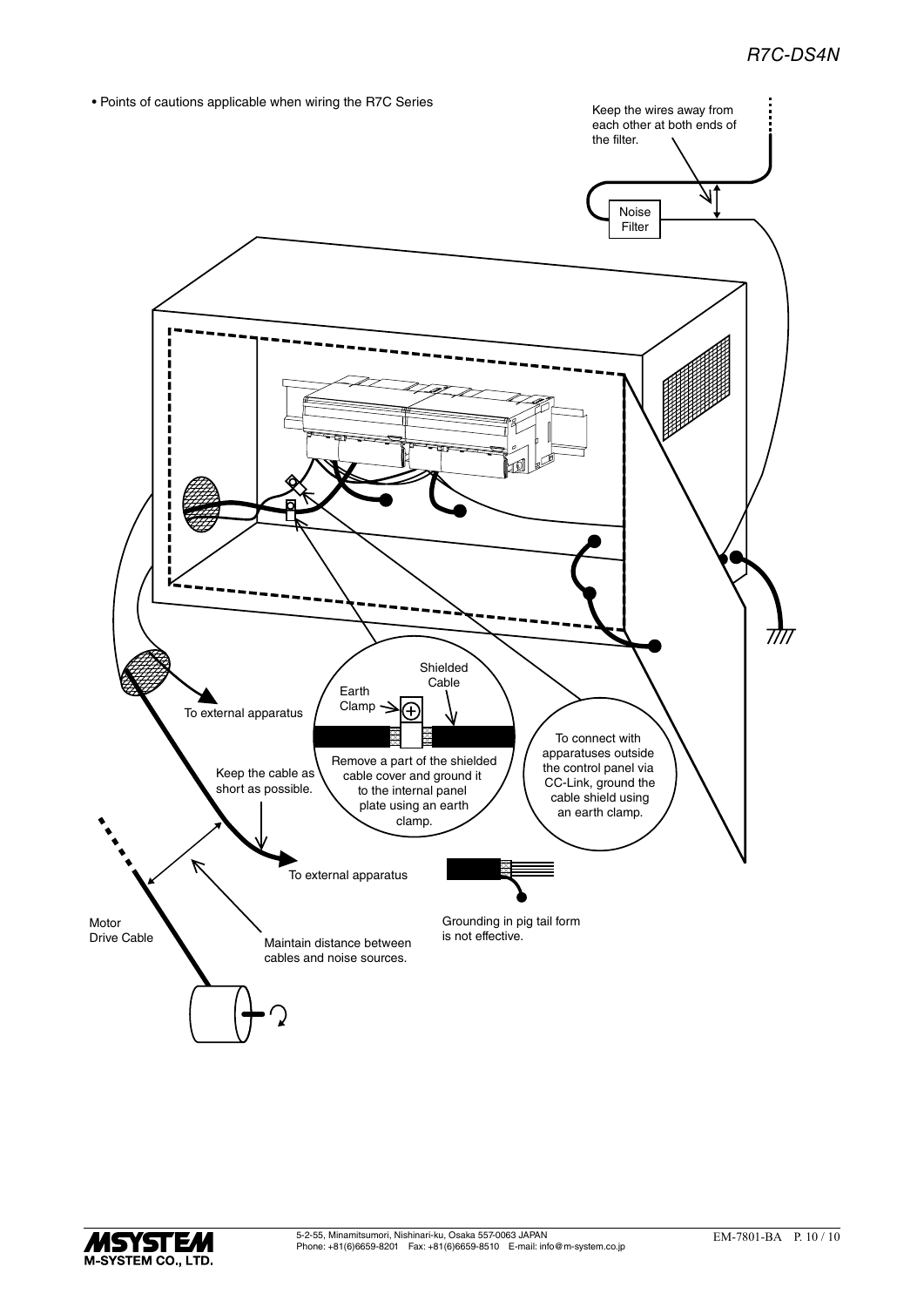• Points of cautions applicable when wiring the R7C Series

Keep the wires away from each other at both ends of the filter.

Noise Filter

Shielded Cable

Earth Clamp

Remove a part of the shielded cable cover and ground it to the internal panel plate using an earth clamp.

To connect with apparatuses outside the control panel via CC-Link, ground the cable shield using an earth clamp.

To external apparatus

Keep the cable as short as possible.

To external apparatus

Motor Drive Cable

Maintain distance between cables and noise sources.

Grounding in pig tail form is not effective.